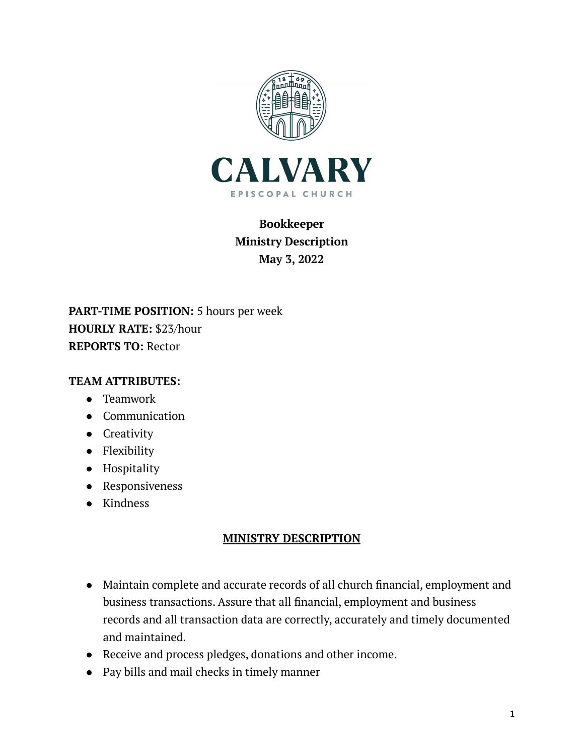# CALVARY

EPISCOPAL CHURCH

**Bookkeeper**
**Ministry Description**
**May 3, 2022**

**PART-TIME POSITION:** 5 hours per week
**HOURLY RATE:** $23/hour
**REPORTS TO:** Rector

**TEAM ATTRIBUTES:**

- Teamwork
- Communication
- Creativity
- Flexibility
- Hospitality
- Responsiveness
- Kindness

## MINISTRY DESCRIPTION

- Maintain complete and accurate records of all church financial, employment and business transactions. Assure that all financial, employment and business records and all transaction data are correctly, accurately and timely documented and maintained.
- Receive and process pledges, donations and other income.
- Pay bills and mail checks in timely manner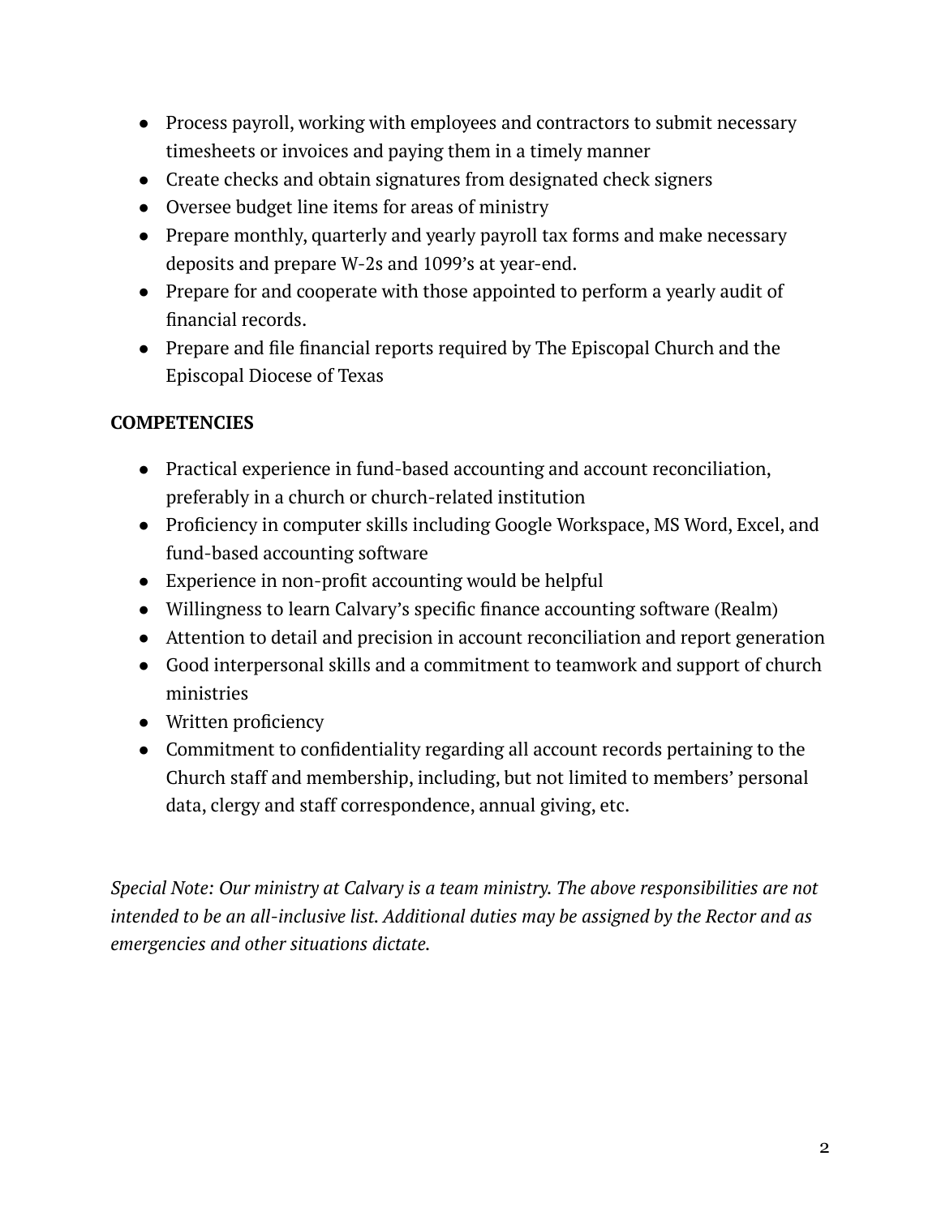- Process payroll, working with employees and contractors to submit necessary timesheets or invoices and paying them in a timely manner
- Create checks and obtain signatures from designated check signers
- Oversee budget line items for areas of ministry
- Prepare monthly, quarterly and yearly payroll tax forms and make necessary deposits and prepare W-2s and 1099's at year-end.
- Prepare for and cooperate with those appointed to perform a yearly audit of financial records.
- Prepare and file financial reports required by The Episcopal Church and the Episcopal Diocese of Texas

**COMPETENCIES**

- Practical experience in fund-based accounting and account reconciliation, preferably in a church or church-related institution
- Proficiency in computer skills including Google Workspace, MS Word, Excel, and fund-based accounting software
- Experience in non-profit accounting would be helpful
- Willingness to learn Calvary's specific finance accounting software (Realm)
- Attention to detail and precision in account reconciliation and report generation
- Good interpersonal skills and a commitment to teamwork and support of church ministries
- Written proficiency
- Commitment to confidentiality regarding all account records pertaining to the Church staff and membership, including, but not limited to members' personal data, clergy and staff correspondence, annual giving, etc.

*Special Note: Our ministry at Calvary is a team ministry. The above responsibilities are not intended to be an all-inclusive list. Additional duties may be assigned by the Rector and as emergencies and other situations dictate.*